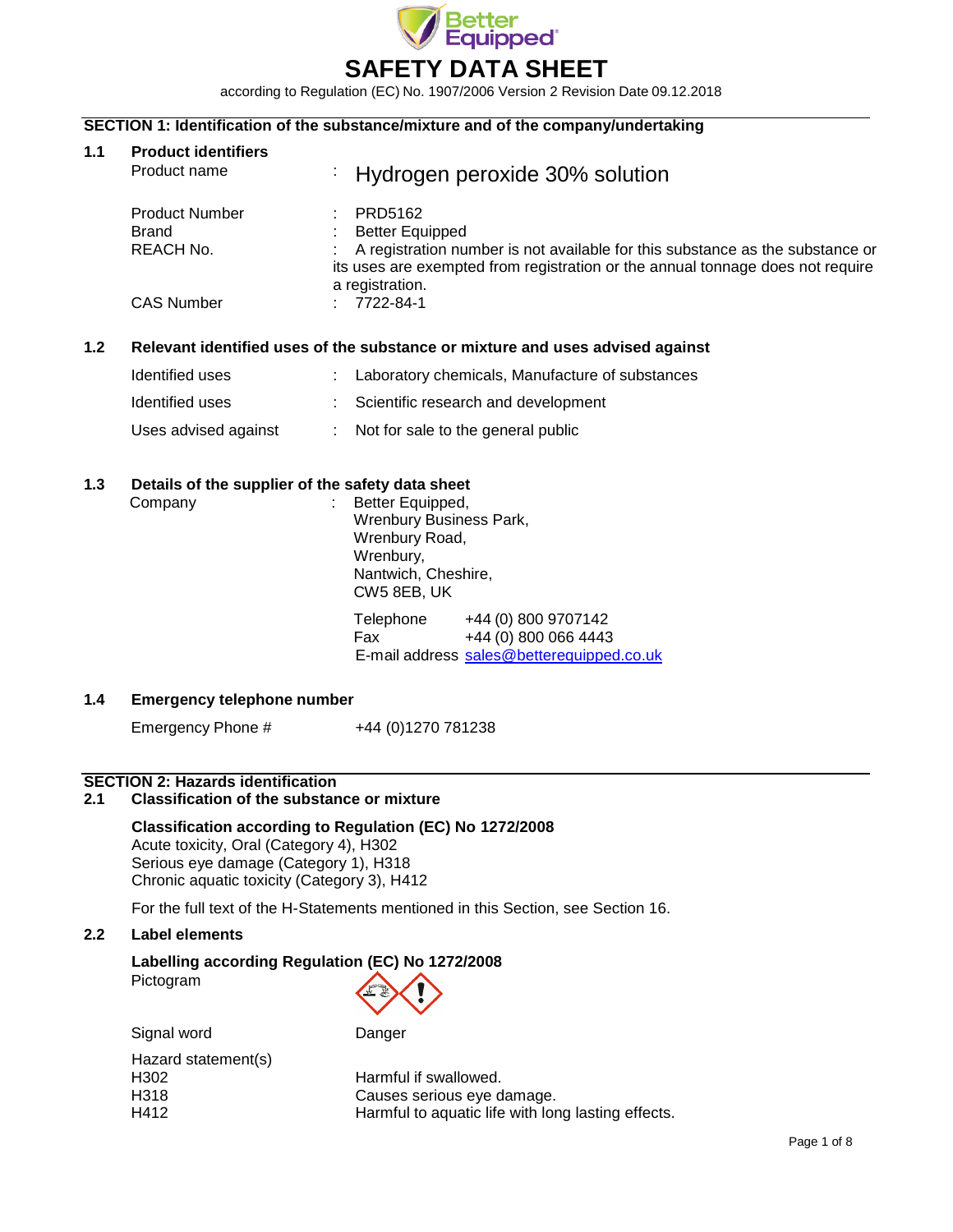Better Equipped

# SAFETY DATA SHEET

according to Regulation (EC) No. 1907/2006 Version 2 Revision Date 09.12.2018

## SECTION 1: Identification of the substance/mixture and of the company/undertaking

### 1.1 Product identifiers

| | | |
|---|---|---|
| Product name | : | Hydrogen peroxide 30% solution |
| Product Number | : | PRD5162 |
| Brand | : | Better Equipped |
| REACH No. | : | A registration number is not available for this substance as the substance or its uses are exempted from registration or the annual tonnage does not require a registration. |
| CAS Number | : | 7722-84-1 |

### 1.2 Relevant identified uses of the substance or mixture and uses advised against

| | | |
|---|---|---|
| Identified uses | : | Laboratory chemicals, Manufacture of substances |
| Identified uses | : | Scientific research and development |
| Uses advised against | : | Not for sale to the general public |

### 1.3 Details of the supplier of the safety data sheet

Company : Better Equipped,
Wrenbury Business Park,
Wrenbury Road,
Wrenbury,
Nantwich, Cheshire,
CW5 8EB, UK

Telephone +44 (0) 800 9707142
Fax +44 (0) 800 066 4443
E-mail address sales@betterequipped.co.uk

### 1.4 Emergency telephone number

Emergency Phone # +44 (0)1270 781238

## SECTION 2: Hazards identification

### 2.1 Classification of the substance or mixture

**Classification according to Regulation (EC) No 1272/2008**

Acute toxicity, Oral (Category 4), H302
Serious eye damage (Category 1), H318
Chronic aquatic toxicity (Category 3), H412

For the full text of the H-Statements mentioned in this Section, see Section 16.

### 2.2 Label elements

**Labelling according Regulation (EC) No 1272/2008**

Pictogram

Signal word Danger

Hazard statement(s)

| | |
|---|---|
| H302 | Harmful if swallowed. |
| H318 | Causes serious eye damage. |
| H412 | Harmful to aquatic life with long lasting effects. |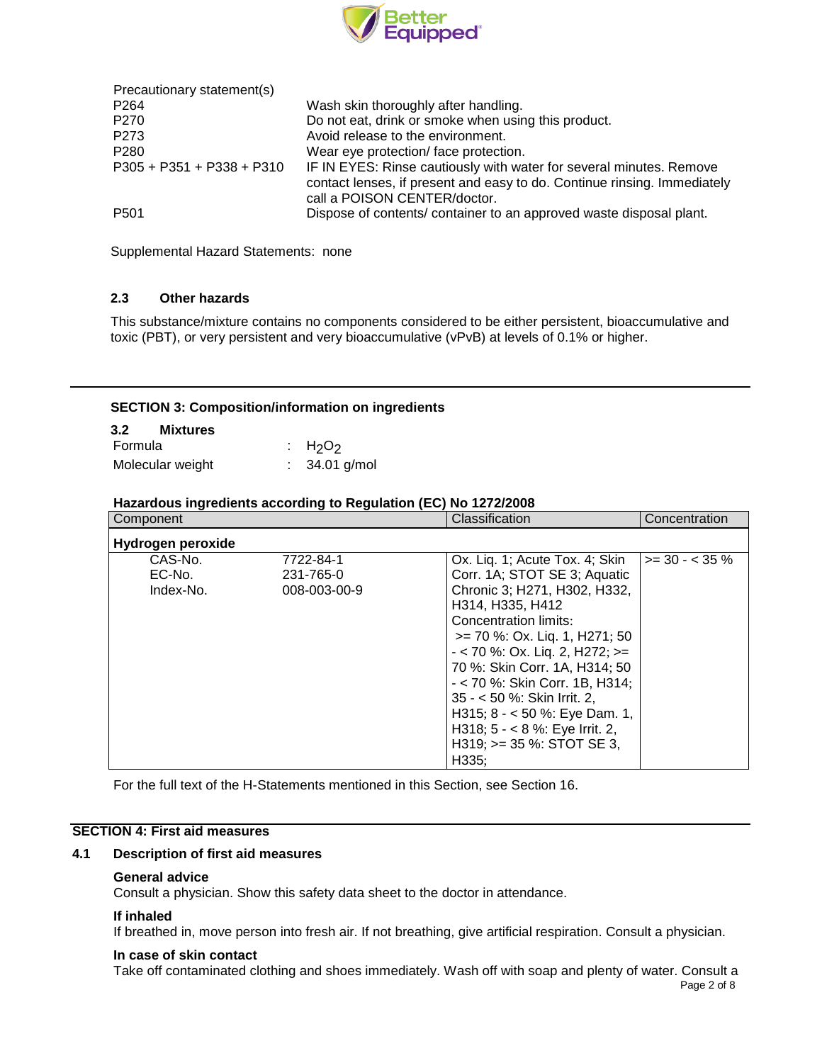Precautionary statement(s)

| | |
|---|---|
| P264 | Wash skin thoroughly after handling. |
| P270 | Do not eat, drink or smoke when using this product. |
| P273 | Avoid release to the environment. |
| P280 | Wear eye protection/ face protection. |
| P305 + P351 + P338 + P310 | IF IN EYES: Rinse cautiously with water for several minutes. Remove contact lenses, if present and easy to do. Continue rinsing. Immediately call a POISON CENTER/doctor. |
| P501 | Dispose of contents/ container to an approved waste disposal plant. |

Supplemental Hazard Statements: none

### 2.3 Other hazards

This substance/mixture contains no components considered to be either persistent, bioaccumulative and toxic (PBT), or very persistent and very bioaccumulative (vPvB) at levels of 0.1% or higher.

## SECTION 3: Composition/information on ingredients

### 3.2 Mixtures

Formula : $H_2O_2$

Molecular weight : 34.01 g/mol

**Hazardous ingredients according to Regulation (EC) No 1272/2008**

| Component | | Classification | Concentration |
|---|---|---|---|
| **Hydrogen peroxide** | | | |
| CAS-No.<br>EC-No.<br>Index-No. | 7722-84-1<br>231-765-0<br>008-003-00-9 | Ox. Liq. 1; Acute Tox. 4; Skin Corr. 1A; STOT SE 3; Aquatic Chronic 3; H271, H302, H332, H314, H335, H412<br>Concentration limits:<br>>= 70 %: Ox. Liq. 1, H271; 50 - < 70 %: Ox. Liq. 2, H272; >= 70 %: Skin Corr. 1A, H314; 50 - < 70 %: Skin Corr. 1B, H314; 35 - < 50 %: Skin Irrit. 2, H315; 8 - < 50 %: Eye Dam. 1, H318; 5 - < 8 %: Eye Irrit. 2, H319; >= 35 %: STOT SE 3, H335; | >= 30 - < 35 % |

For the full text of the H-Statements mentioned in this Section, see Section 16.

## SECTION 4: First aid measures

### 4.1 Description of first aid measures

**General advice**
Consult a physician. Show this safety data sheet to the doctor in attendance.

**If inhaled**
If breathed in, move person into fresh air. If not breathing, give artificial respiration. Consult a physician.

**In case of skin contact**
Take off contaminated clothing and shoes immediately. Wash off with soap and plenty of water. Consult a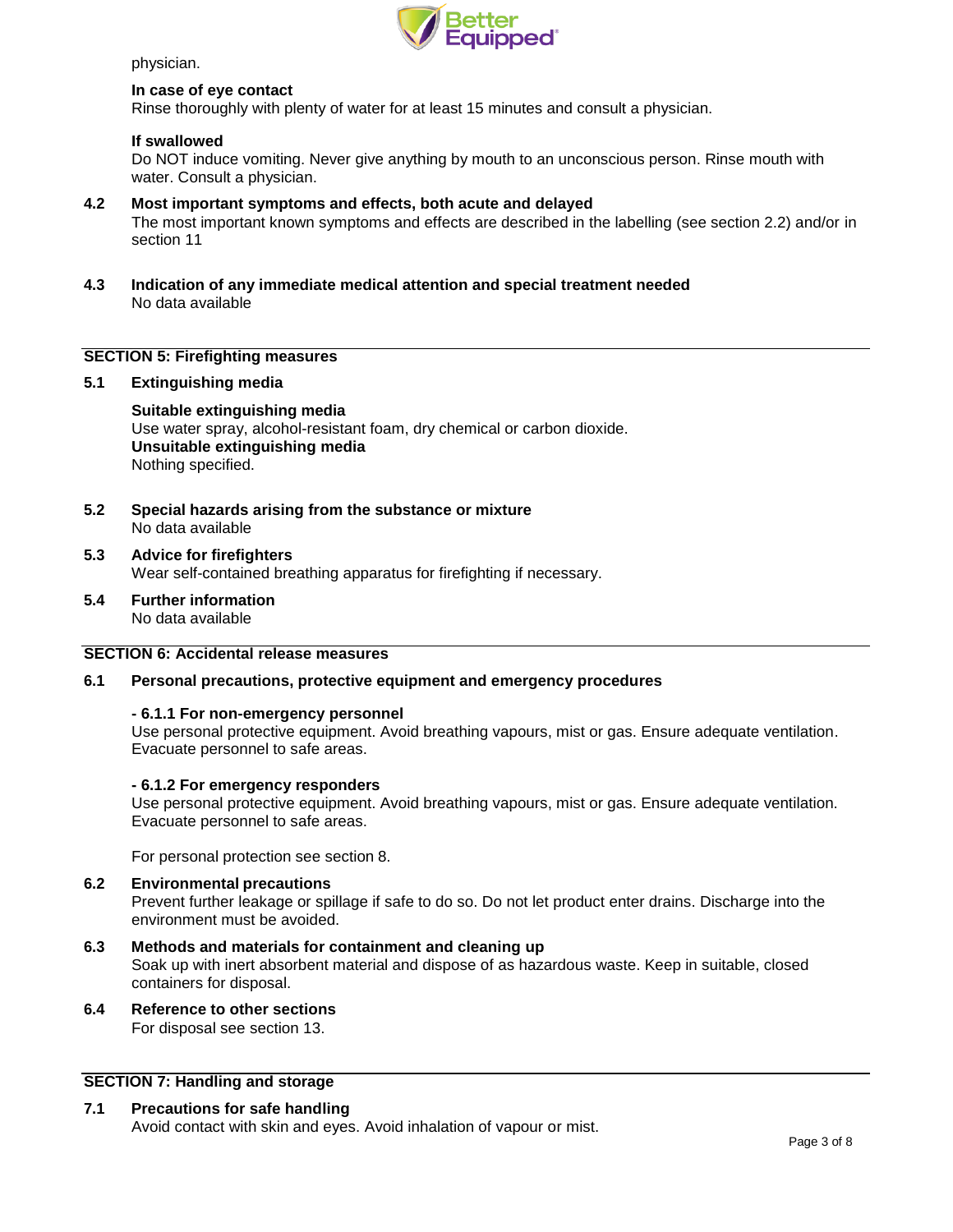physician.

**In case of eye contact**
Rinse thoroughly with plenty of water for at least 15 minutes and consult a physician.

**If swallowed**
Do NOT induce vomiting. Never give anything by mouth to an unconscious person. Rinse mouth with water. Consult a physician.

**4.2 Most important symptoms and effects, both acute and delayed**
The most important known symptoms and effects are described in the labelling (see section 2.2) and/or in section 11

**4.3 Indication of any immediate medical attention and special treatment needed**
No data available

## SECTION 5: Firefighting measures

**5.1 Extinguishing media**

**Suitable extinguishing media**
Use water spray, alcohol-resistant foam, dry chemical or carbon dioxide.
**Unsuitable extinguishing media**
Nothing specified.

**5.2 Special hazards arising from the substance or mixture**
No data available

**5.3 Advice for firefighters**
Wear self-contained breathing apparatus for firefighting if necessary.

**5.4 Further information**
No data available

## SECTION 6: Accidental release measures

**6.1 Personal precautions, protective equipment and emergency procedures**

**- 6.1.1 For non-emergency personnel**
Use personal protective equipment. Avoid breathing vapours, mist or gas. Ensure adequate ventilation. Evacuate personnel to safe areas.

**- 6.1.2 For emergency responders**
Use personal protective equipment. Avoid breathing vapours, mist or gas. Ensure adequate ventilation. Evacuate personnel to safe areas.

For personal protection see section 8.

**6.2 Environmental precautions**
Prevent further leakage or spillage if safe to do so. Do not let product enter drains. Discharge into the environment must be avoided.

**6.3 Methods and materials for containment and cleaning up**
Soak up with inert absorbent material and dispose of as hazardous waste. Keep in suitable, closed containers for disposal.

**6.4 Reference to other sections**
For disposal see section 13.

## SECTION 7: Handling and storage

**7.1 Precautions for safe handling**
Avoid contact with skin and eyes. Avoid inhalation of vapour or mist.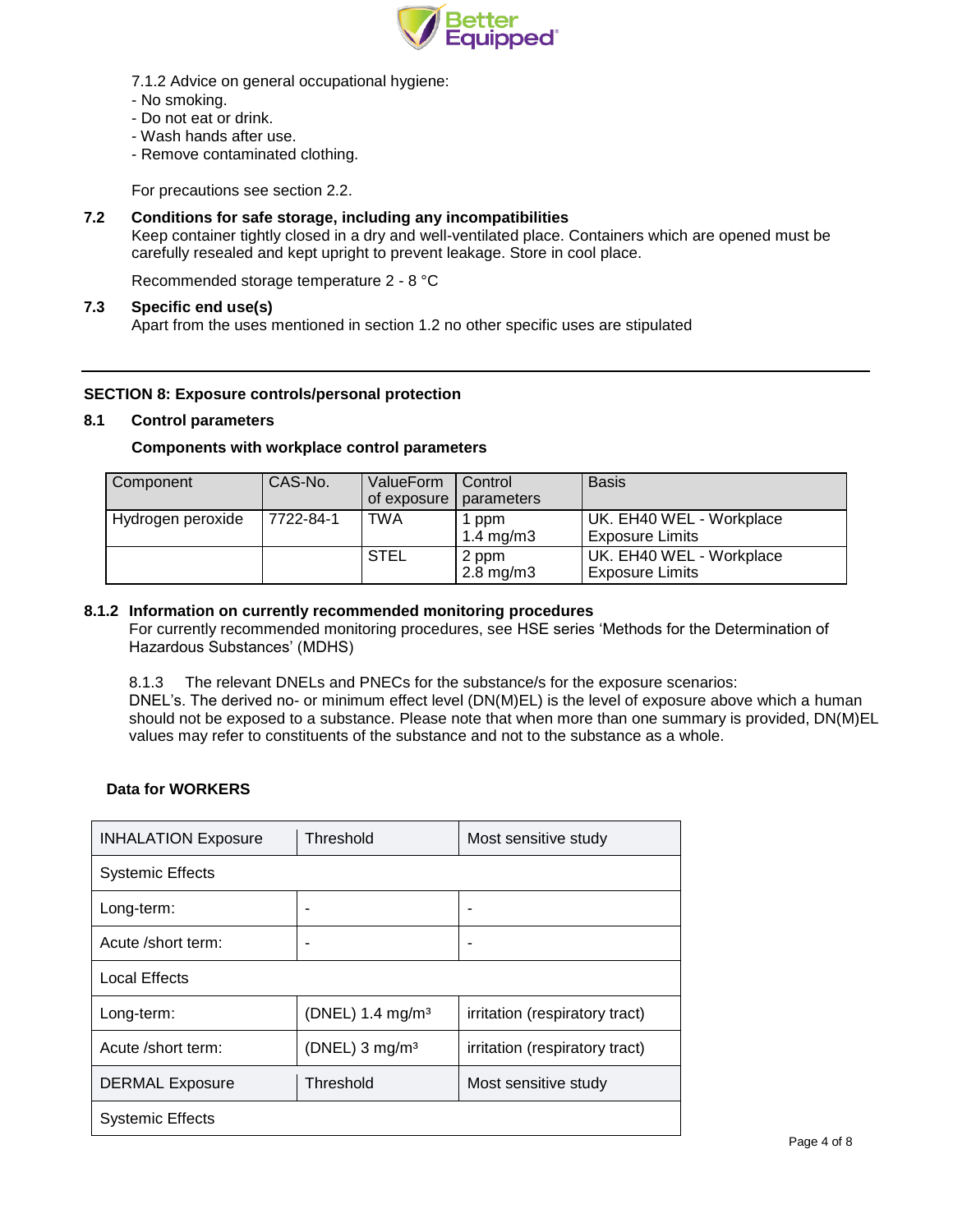7.1.2 Advice on general occupational hygiene:

- No smoking.
- Do not eat or drink.
- Wash hands after use.
- Remove contaminated clothing.

For precautions see section 2.2.

**7.2 Conditions for safe storage, including any incompatibilities**

Keep container tightly closed in a dry and well-ventilated place. Containers which are opened must be carefully resealed and kept upright to prevent leakage. Store in cool place.

Recommended storage temperature 2 - 8 °C

**7.3 Specific end use(s)**

Apart from the uses mentioned in section 1.2 no other specific uses are stipulated

---

## SECTION 8: Exposure controls/personal protection

**8.1 Control parameters**

**Components with workplace control parameters**

| Component | CAS-No. | ValueForm of exposure | Control parameters | Basis |
|---|---|---|---|---|
| Hydrogen peroxide | 7722-84-1 | TWA | 1 ppm<br>1.4 mg/m3 | UK. EH40 WEL - Workplace Exposure Limits |
| | | STEL | 2 ppm<br>2.8 mg/m3 | UK. EH40 WEL - Workplace Exposure Limits |

**8.1.2 Information on currently recommended monitoring procedures**

For currently recommended monitoring procedures, see HSE series 'Methods for the Determination of Hazardous Substances' (MDHS)

8.1.3 The relevant DNELs and PNECs for the substance/s for the exposure scenarios:
DNEL's. The derived no- or minimum effect level (DN(M)EL) is the level of exposure above which a human should not be exposed to a substance. Please note that when more than one summary is provided, DN(M)EL values may refer to constituents of the substance and not to the substance as a whole.

**Data for WORKERS**

| INHALATION Exposure | Threshold | Most sensitive study |
|---|---|---|
| Systemic Effects | | |
| Long-term: | - | - |
| Acute /short term: | - | - |
| Local Effects | | |
| Long-term: | (DNEL) 1.4 mg/m³ | irritation (respiratory tract) |
| Acute /short term: | (DNEL) 3 mg/m³ | irritation (respiratory tract) |
| DERMAL Exposure | Threshold | Most sensitive study |
| Systemic Effects | | |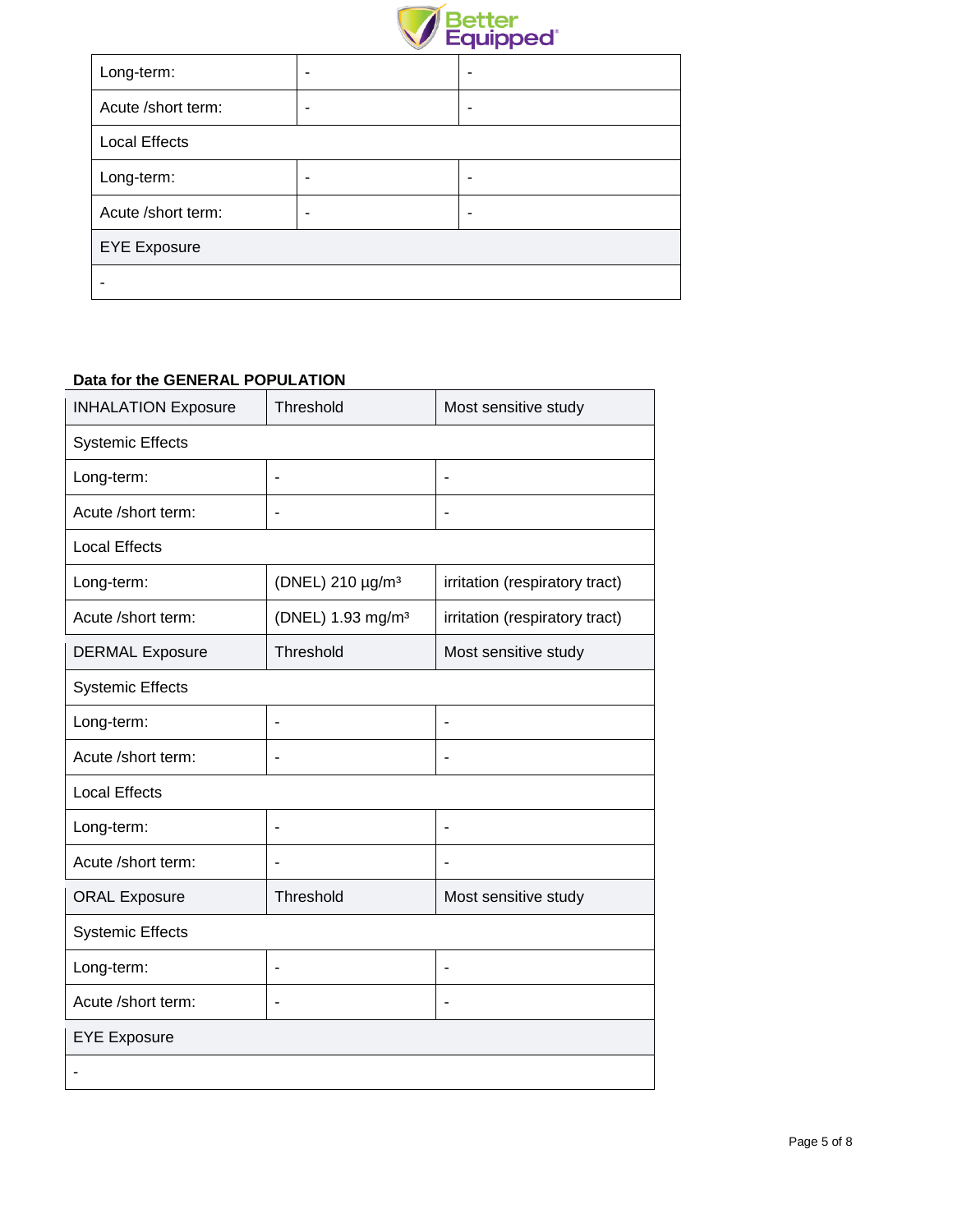| Long-term: | - | - |
|---|---|---|
| Acute /short term: | - | - |
| Local Effects | | |
| Long-term: | - | - |
| Acute /short term: | - | - |
| EYE Exposure | | |
| - | | |

**Data for the GENERAL POPULATION**

| INHALATION Exposure | Threshold | Most sensitive study |
|---|---|---|
| Systemic Effects | | |
| Long-term: | - | - |
| Acute /short term: | - | - |
| Local Effects | | |
| Long-term: | (DNEL) 210 µg/m³ | irritation (respiratory tract) |
| Acute /short term: | (DNEL) 1.93 mg/m³ | irritation (respiratory tract) |
| DERMAL Exposure | Threshold | Most sensitive study |
| Systemic Effects | | |
| Long-term: | - | - |
| Acute /short term: | - | - |
| Local Effects | | |
| Long-term: | - | - |
| Acute /short term: | - | - |
| ORAL Exposure | Threshold | Most sensitive study |
| Systemic Effects | | |
| Long-term: | - | - |
| Acute /short term: | - | - |
| EYE Exposure | | |
| - | | |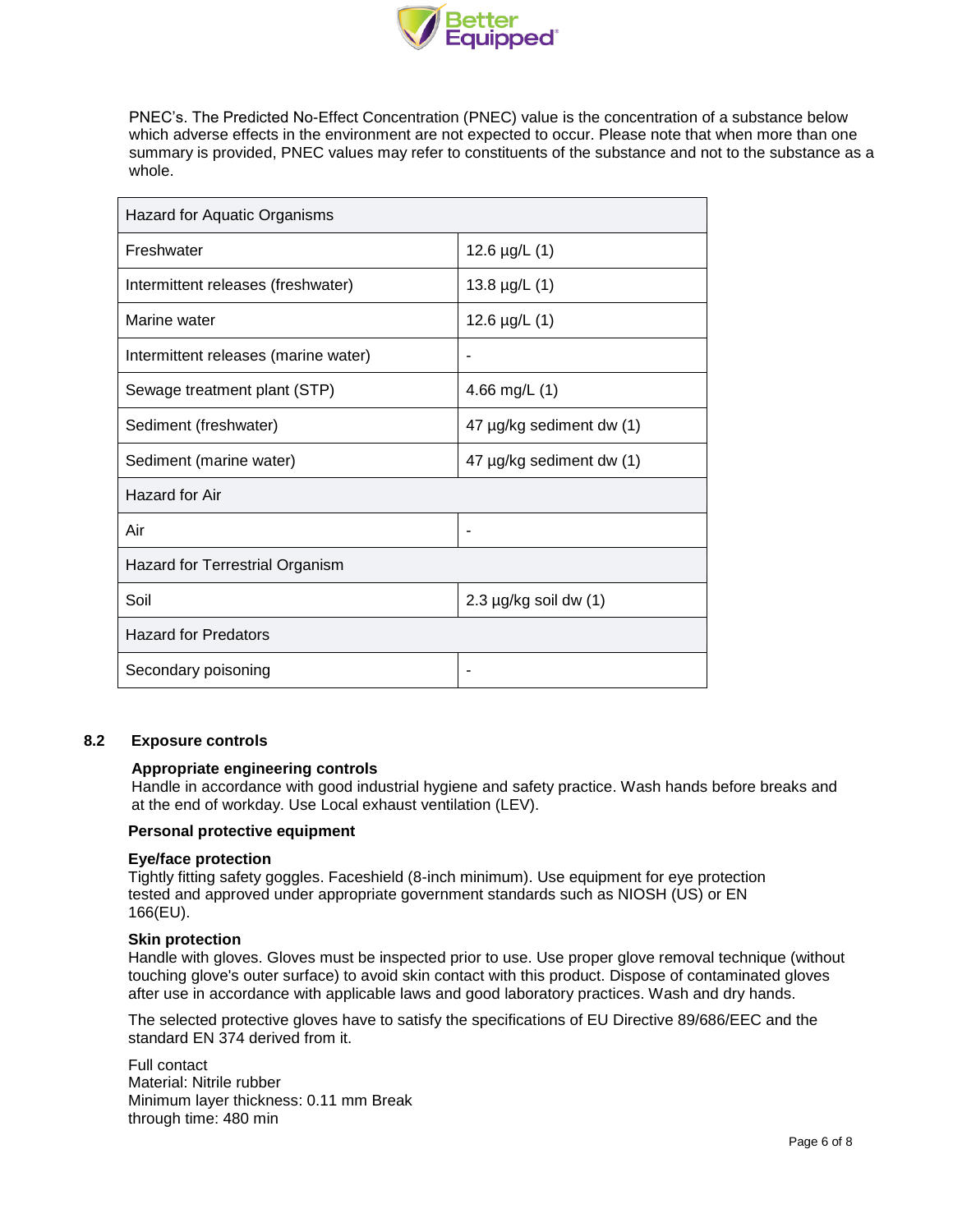PNEC's. The Predicted No-Effect Concentration (PNEC) value is the concentration of a substance below which adverse effects in the environment are not expected to occur. Please note that when more than one summary is provided, PNEC values may refer to constituents of the substance and not to the substance as a whole.

| Hazard for Aquatic Organisms | |
|---|---|
| Freshwater | 12.6 µg/L (1) |
| Intermittent releases (freshwater) | 13.8 µg/L (1) |
| Marine water | 12.6 µg/L (1) |
| Intermittent releases (marine water) | - |
| Sewage treatment plant (STP) | 4.66 mg/L (1) |
| Sediment (freshwater) | 47 µg/kg sediment dw (1) |
| Sediment (marine water) | 47 µg/kg sediment dw (1) |
| **Hazard for Air** | |
| Air | - |
| **Hazard for Terrestrial Organism** | |
| Soil | 2.3 µg/kg soil dw (1) |
| **Hazard for Predators** | |
| Secondary poisoning | - |

## 8.2 Exposure controls

**Appropriate engineering controls**

Handle in accordance with good industrial hygiene and safety practice. Wash hands before breaks and at the end of workday. Use Local exhaust ventilation (LEV).

**Personal protective equipment**

**Eye/face protection**

Tightly fitting safety goggles. Faceshield (8-inch minimum). Use equipment for eye protection tested and approved under appropriate government standards such as NIOSH (US) or EN 166(EU).

**Skin protection**

Handle with gloves. Gloves must be inspected prior to use. Use proper glove removal technique (without touching glove's outer surface) to avoid skin contact with this product. Dispose of contaminated gloves after use in accordance with applicable laws and good laboratory practices. Wash and dry hands.

The selected protective gloves have to satisfy the specifications of EU Directive 89/686/EEC and the standard EN 374 derived from it.

Full contact
Material: Nitrile rubber
Minimum layer thickness: 0.11 mm Break through time: 480 min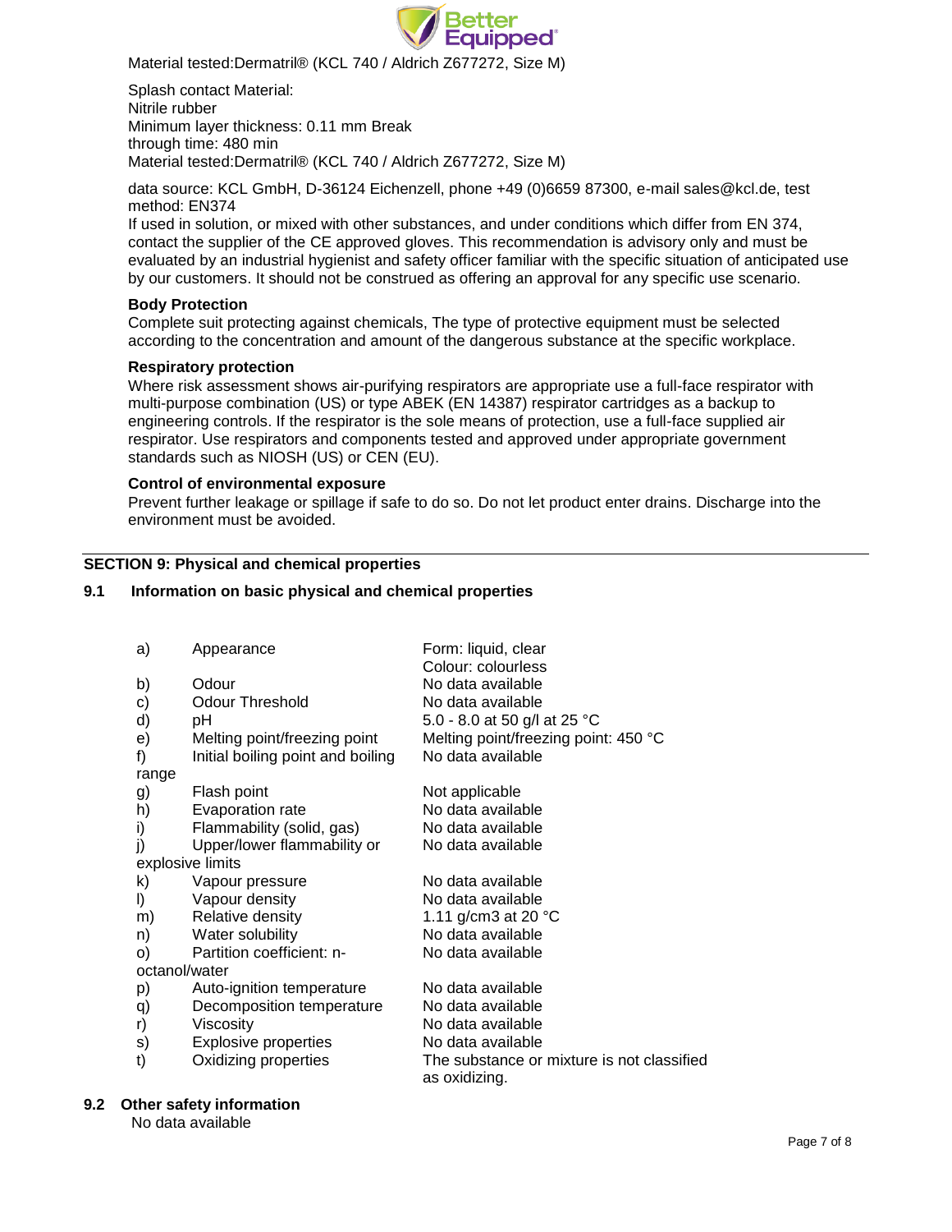Material tested:Dermatril® (KCL 740 / Aldrich Z677272, Size M)

Splash contact Material:
Nitrile rubber
Minimum layer thickness: 0.11 mm Break
through time: 480 min
Material tested:Dermatril® (KCL 740 / Aldrich Z677272, Size M)

data source: KCL GmbH, D-36124 Eichenzell, phone +49 (0)6659 87300, e-mail sales@kcl.de, test method: EN374
If used in solution, or mixed with other substances, and under conditions which differ from EN 374, contact the supplier of the CE approved gloves. This recommendation is advisory only and must be evaluated by an industrial hygienist and safety officer familiar with the specific situation of anticipated use by our customers. It should not be construed as offering an approval for any specific use scenario.

**Body Protection**

Complete suit protecting against chemicals, The type of protective equipment must be selected according to the concentration and amount of the dangerous substance at the specific workplace.

**Respiratory protection**

Where risk assessment shows air-purifying respirators are appropriate use a full-face respirator with multi-purpose combination (US) or type ABEK (EN 14387) respirator cartridges as a backup to engineering controls. If the respirator is the sole means of protection, use a full-face supplied air respirator. Use respirators and components tested and approved under appropriate government standards such as NIOSH (US) or CEN (EU).

**Control of environmental exposure**

Prevent further leakage or spillage if safe to do so. Do not let product enter drains. Discharge into the environment must be avoided.

## SECTION 9: Physical and chemical properties

### 9.1 Information on basic physical and chemical properties

| | Property | Value |
|---|---|---|
| a) | Appearance | Form: liquid, clear<br>Colour: colourless |
| b) | Odour | No data available |
| c) | Odour Threshold | No data available |
| d) | pH | 5.0 - 8.0 at 50 g/l at 25 °C |
| e) | Melting point/freezing point | Melting point/freezing point: 450 °C |
| f) | Initial boiling point and boiling range | No data available |
| g) | Flash point | Not applicable |
| h) | Evaporation rate | No data available |
| i) | Flammability (solid, gas) | No data available |
| j) | Upper/lower flammability or explosive limits | No data available |
| k) | Vapour pressure | No data available |
| l) | Vapour density | No data available |
| m) | Relative density | 1.11 g/cm3 at 20 °C |
| n) | Water solubility | No data available |
| o) | Partition coefficient: n-octanol/water | No data available |
| p) | Auto-ignition temperature | No data available |
| q) | Decomposition temperature | No data available |
| r) | Viscosity | No data available |
| s) | Explosive properties | No data available |
| t) | Oxidizing properties | The substance or mixture is not classified as oxidizing. |

### 9.2 Other safety information

No data available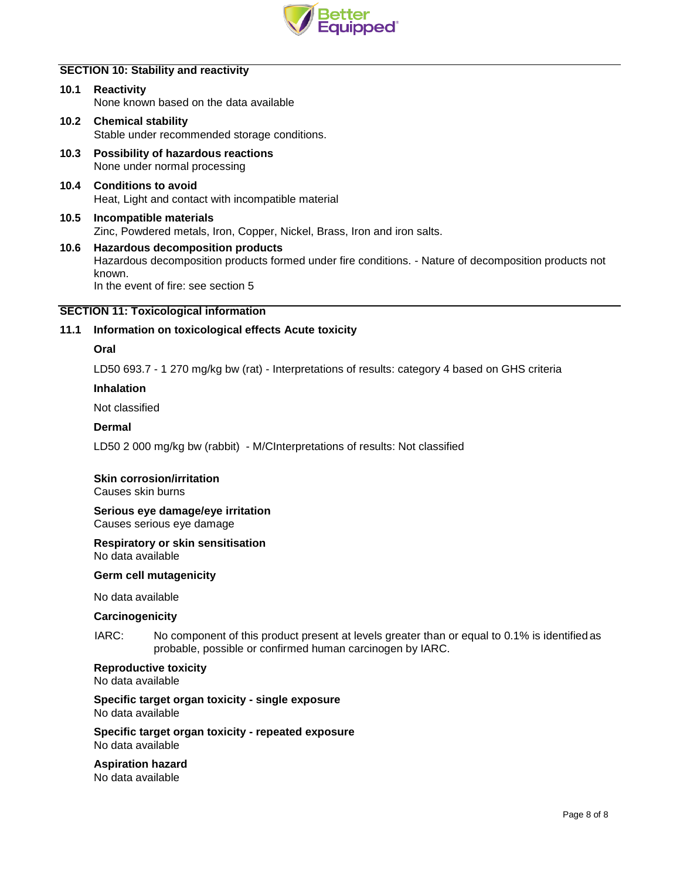## SECTION 10: Stability and reactivity

**10.1 Reactivity**

None known based on the data available

**10.2 Chemical stability**

Stable under recommended storage conditions.

**10.3 Possibility of hazardous reactions**

None under normal processing

**10.4 Conditions to avoid**

Heat, Light and contact with incompatible material

**10.5 Incompatible materials**

Zinc, Powdered metals, Iron, Copper, Nickel, Brass, Iron and iron salts.

**10.6 Hazardous decomposition products**

Hazardous decomposition products formed under fire conditions. - Nature of decomposition products not known.

In the event of fire: see section 5

## SECTION 11: Toxicological information

**11.1 Information on toxicological effects Acute toxicity**

**Oral**

LD50 693.7 - 1 270 mg/kg bw (rat) - Interpretations of results: category 4 based on GHS criteria

**Inhalation**

Not classified

**Dermal**

LD50 2 000 mg/kg bw (rabbit) - M/CInterpretations of results: Not classified

**Skin corrosion/irritation**

Causes skin burns

**Serious eye damage/eye irritation**

Causes serious eye damage

**Respiratory or skin sensitisation**

No data available

**Germ cell mutagenicity**

No data available

**Carcinogenicity**

IARC: No component of this product present at levels greater than or equal to 0.1% is identified as probable, possible or confirmed human carcinogen by IARC.

**Reproductive toxicity**

No data available

**Specific target organ toxicity - single exposure**

No data available

**Specific target organ toxicity - repeated exposure**

No data available

**Aspiration hazard**

No data available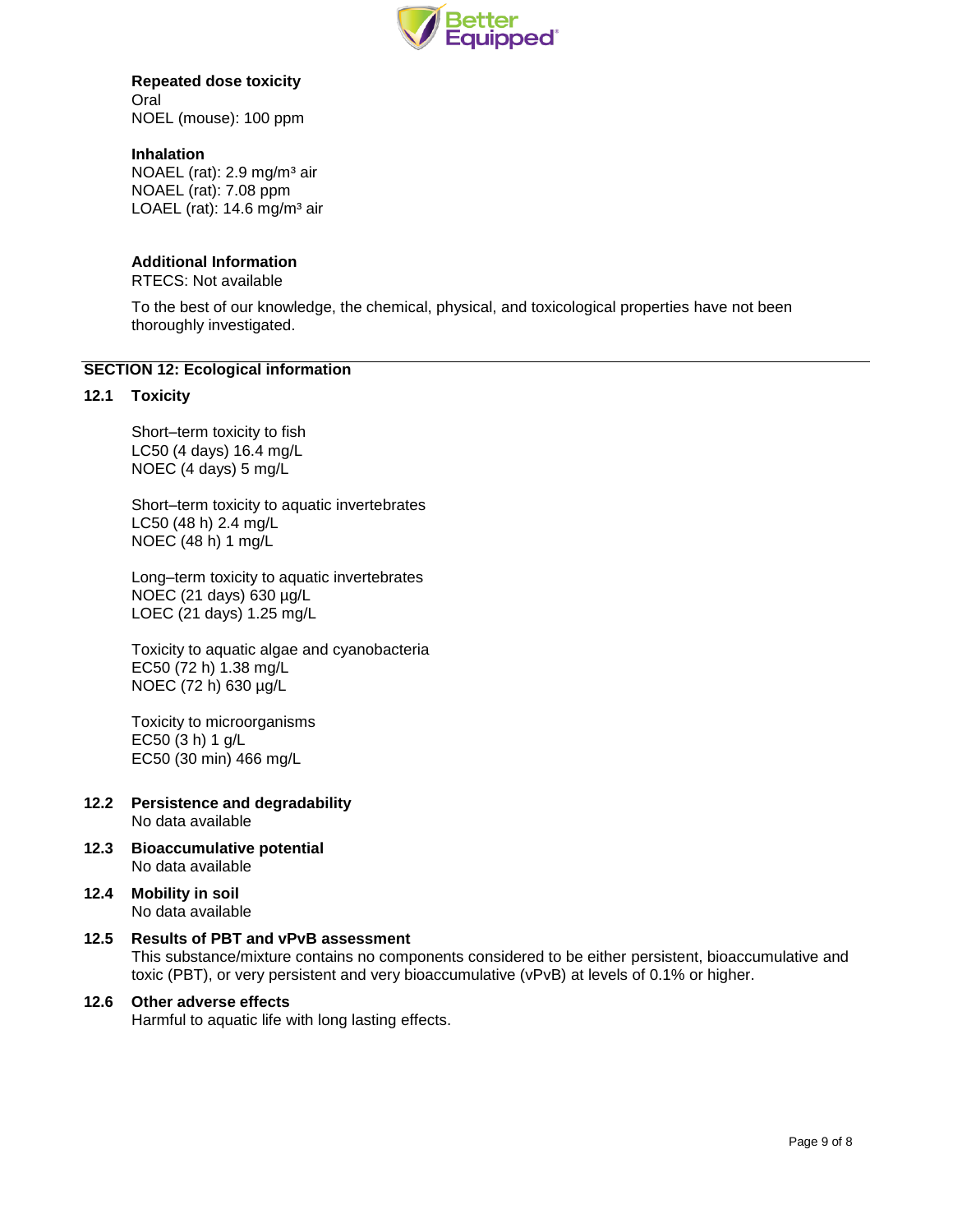**Repeated dose toxicity**
Oral
NOEL (mouse): 100 ppm

**Inhalation**
NOAEL (rat): 2.9 mg/m³ air
NOAEL (rat): 7.08 ppm
LOAEL (rat): 14.6 mg/m³ air

**Additional Information**
RTECS: Not available

To the best of our knowledge, the chemical, physical, and toxicological properties have not been thoroughly investigated.

## SECTION 12: Ecological information

### 12.1 Toxicity

Short–term toxicity to fish
LC50 (4 days) 16.4 mg/L
NOEC (4 days) 5 mg/L

Short–term toxicity to aquatic invertebrates
LC50 (48 h) 2.4 mg/L
NOEC (48 h) 1 mg/L

Long–term toxicity to aquatic invertebrates
NOEC (21 days) 630 µg/L
LOEC (21 days) 1.25 mg/L

Toxicity to aquatic algae and cyanobacteria
EC50 (72 h) 1.38 mg/L
NOEC (72 h) 630 µg/L

Toxicity to microorganisms
EC50 (3 h) 1 g/L
EC50 (30 min) 466 mg/L

### 12.2 Persistence and degradability
No data available

### 12.3 Bioaccumulative potential
No data available

### 12.4 Mobility in soil
No data available

### 12.5 Results of PBT and vPvB assessment
This substance/mixture contains no components considered to be either persistent, bioaccumulative and toxic (PBT), or very persistent and very bioaccumulative (vPvB) at levels of 0.1% or higher.

### 12.6 Other adverse effects
Harmful to aquatic life with long lasting effects.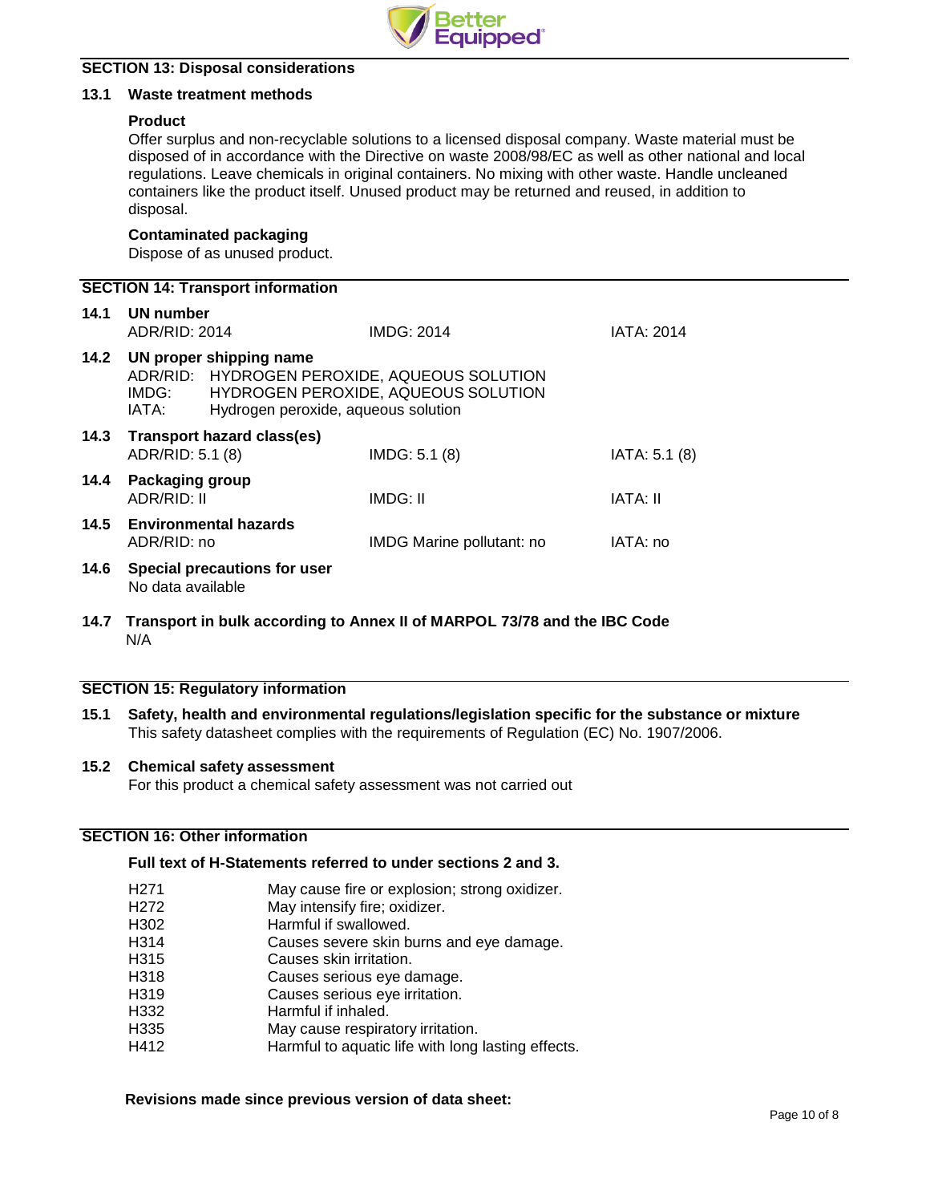## SECTION 13: Disposal considerations

### 13.1 Waste treatment methods

**Product**

Offer surplus and non-recyclable solutions to a licensed disposal company. Waste material must be disposed of in accordance with the Directive on waste 2008/98/EC as well as other national and local regulations. Leave chemicals in original containers. No mixing with other waste. Handle uncleaned containers like the product itself. Unused product may be returned and reused, in addition to disposal.

**Contaminated packaging**

Dispose of as unused product.

## SECTION 14: Transport information

**14.1 UN number**

| ADR/RID: 2014 | IMDG: 2014 | IATA: 2014 |
|---|---|---|

**14.2 UN proper shipping name**

ADR/RID: HYDROGEN PEROXIDE, AQUEOUS SOLUTION
IMDG: HYDROGEN PEROXIDE, AQUEOUS SOLUTION
IATA: Hydrogen peroxide, aqueous solution

**14.3 Transport hazard class(es)**

| ADR/RID: 5.1 (8) | IMDG: 5.1 (8) | IATA: 5.1 (8) |
|---|---|---|

**14.4 Packaging group**

| ADR/RID: II | IMDG: II | IATA: II |
|---|---|---|

**14.5 Environmental hazards**

| ADR/RID: no | IMDG Marine pollutant: no | IATA: no |
|---|---|---|

**14.6 Special precautions for user**

No data available

**14.7 Transport in bulk according to Annex II of MARPOL 73/78 and the IBC Code**

N/A

## SECTION 15: Regulatory information

**15.1 Safety, health and environmental regulations/legislation specific for the substance or mixture**

This safety datasheet complies with the requirements of Regulation (EC) No. 1907/2006.

**15.2 Chemical safety assessment**

For this product a chemical safety assessment was not carried out

## SECTION 16: Other information

**Full text of H-Statements referred to under sections 2 and 3.**

| | |
|---|---|
| H271 | May cause fire or explosion; strong oxidizer. |
| H272 | May intensify fire; oxidizer. |
| H302 | Harmful if swallowed. |
| H314 | Causes severe skin burns and eye damage. |
| H315 | Causes skin irritation. |
| H318 | Causes serious eye damage. |
| H319 | Causes serious eye irritation. |
| H332 | Harmful if inhaled. |
| H335 | May cause respiratory irritation. |
| H412 | Harmful to aquatic life with long lasting effects. |

**Revisions made since previous version of data sheet:**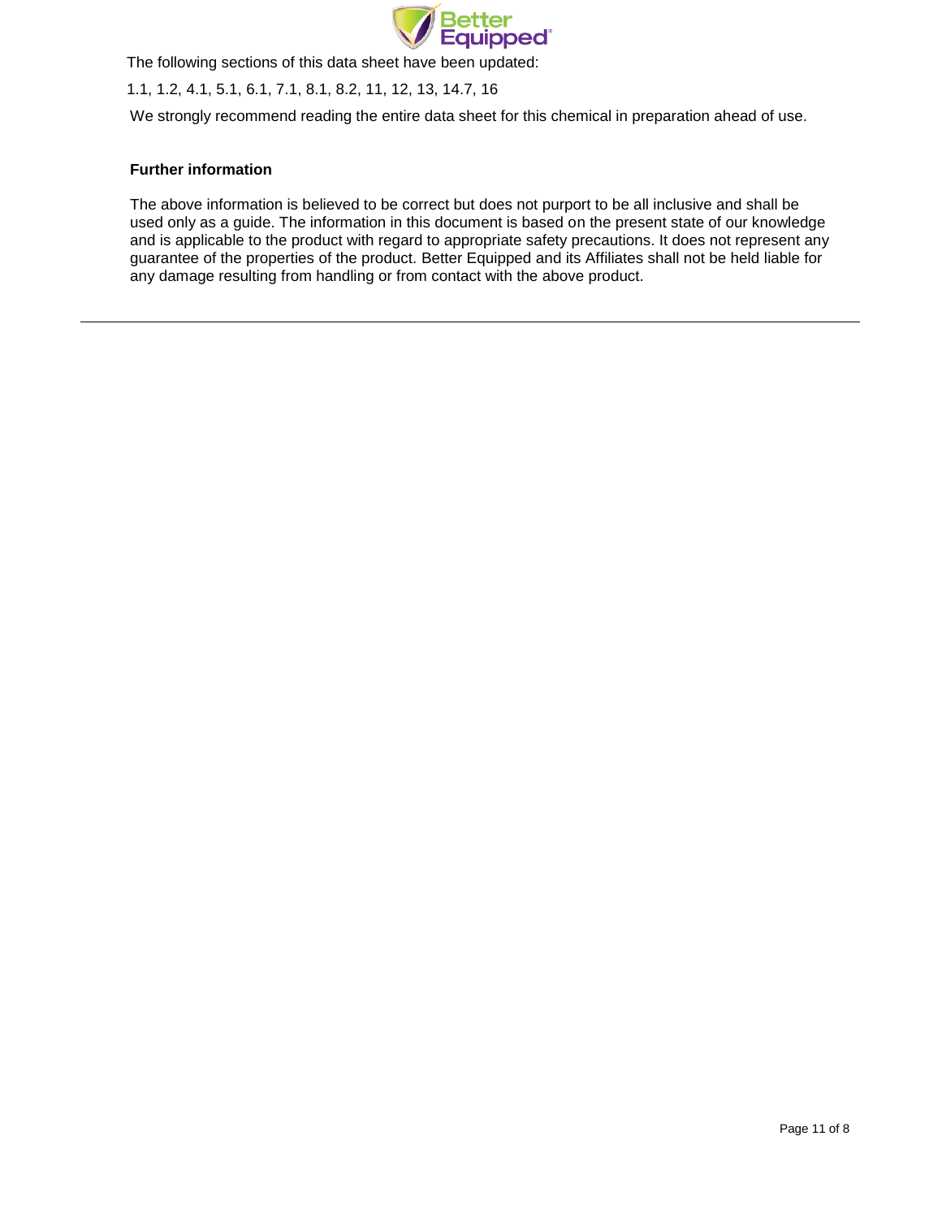The following sections of this data sheet have been updated:

1.1, 1.2, 4.1, 5.1, 6.1, 7.1, 8.1, 8.2, 11, 12, 13, 14.7, 16

We strongly recommend reading the entire data sheet for this chemical in preparation ahead of use.

**Further information**

The above information is believed to be correct but does not purport to be all inclusive and shall be used only as a guide. The information in this document is based on the present state of our knowledge and is applicable to the product with regard to appropriate safety precautions. It does not represent any guarantee of the properties of the product. Better Equipped and its Affiliates shall not be held liable for any damage resulting from handling or from contact with the above product.